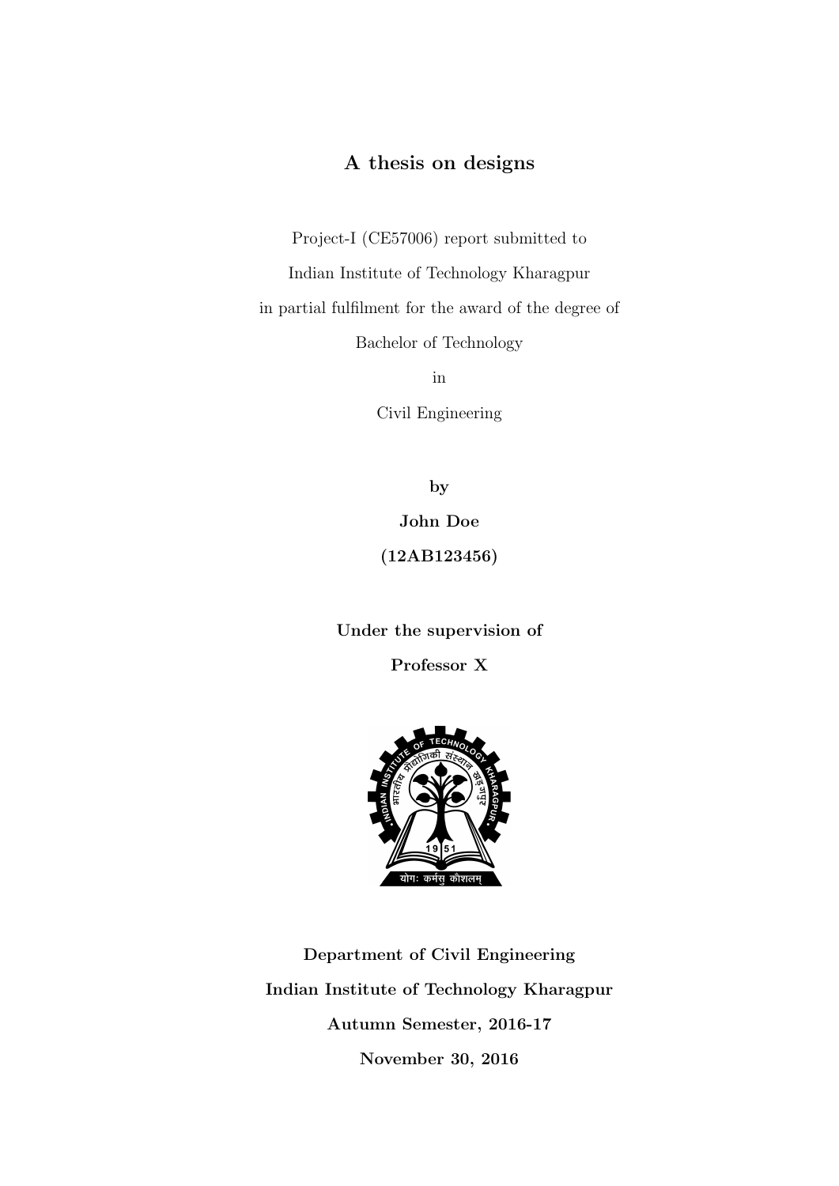# A thesis on designs

Project-I (CE57006) report submitted to

Indian Institute of Technology Kharagpur

in partial fulfilment for the award of the degree of

Bachelor of Technology

in

Civil Engineering

**by**

**John Doe**

**(12AB123456)**

**Under the supervision of**

**Professor X**

**Department of Civil Engineering**

**Indian Institute of Technology Kharagpur**

**Autumn Semester, 2016-17**

**November 30, 2016**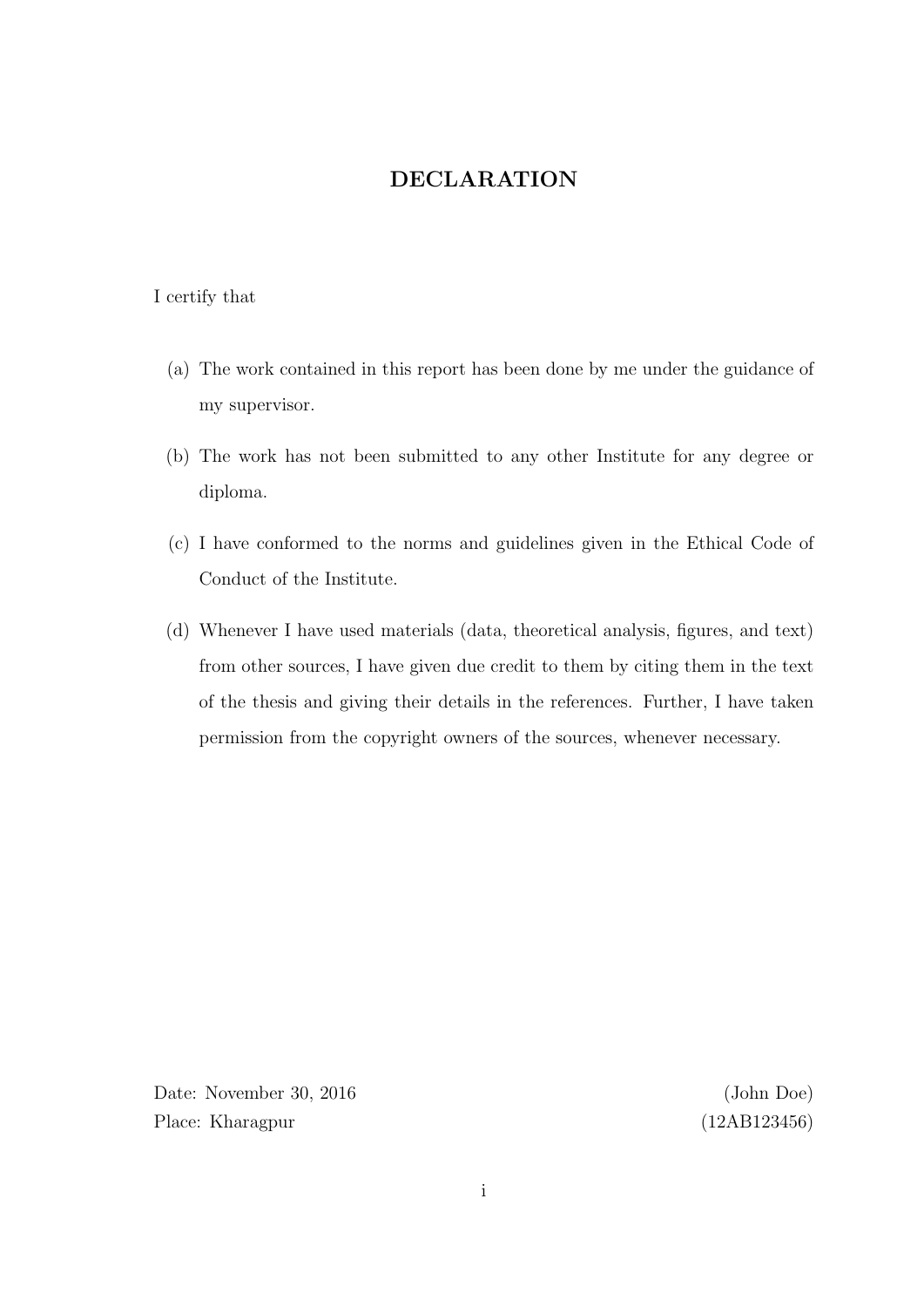# DECLARATION

I certify that

(a) The work contained in this report has been done by me under the guidance of my supervisor.

(b) The work has not been submitted to any other Institute for any degree or diploma.

(c) I have conformed to the norms and guidelines given in the Ethical Code of Conduct of the Institute.

(d) Whenever I have used materials (data, theoretical analysis, figures, and text) from other sources, I have given due credit to them by citing them in the text of the thesis and giving their details in the references. Further, I have taken permission from the copyright owners of the sources, whenever necessary.

Date: November 30, 2016 (John Doe)
Place: Kharagpur (12AB123456)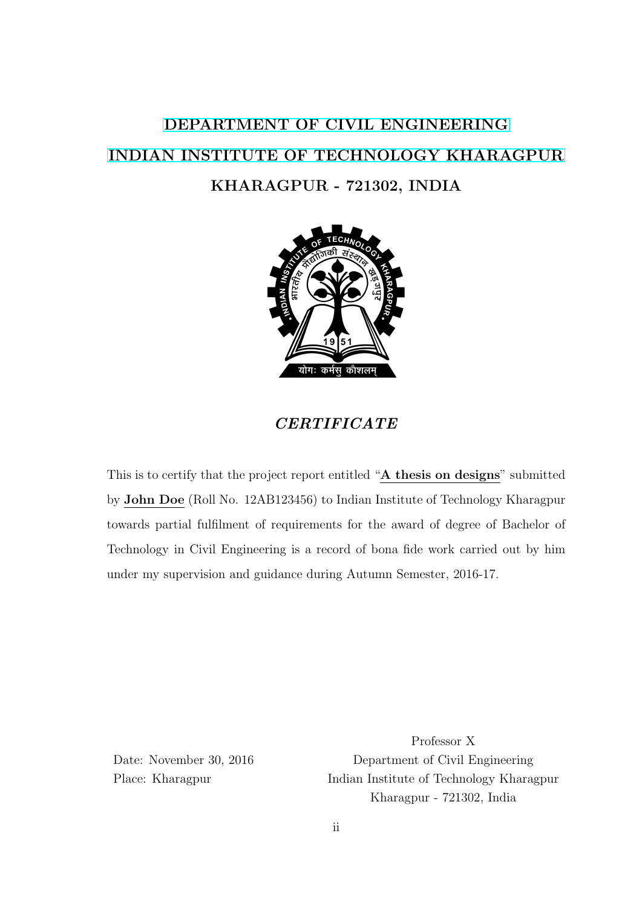**DEPARTMENT OF CIVIL ENGINEERING**

**INDIAN INSTITUTE OF TECHNOLOGY KHARAGPUR**

**KHARAGPUR - 721302, INDIA**

## *CERTIFICATE*

This is to certify that the project report entitled "**A thesis on designs**" submitted by **John Doe** (Roll No. 12AB123456) to Indian Institute of Technology Kharagpur towards partial fulfilment of requirements for the award of degree of Bachelor of Technology in Civil Engineering is a record of bona fide work carried out by him under my supervision and guidance during Autumn Semester, 2016-17.

Date: November 30, 2016

Place: Kharagpur

Professor X

Department of Civil Engineering

Indian Institute of Technology Kharagpur

Kharagpur - 721302, India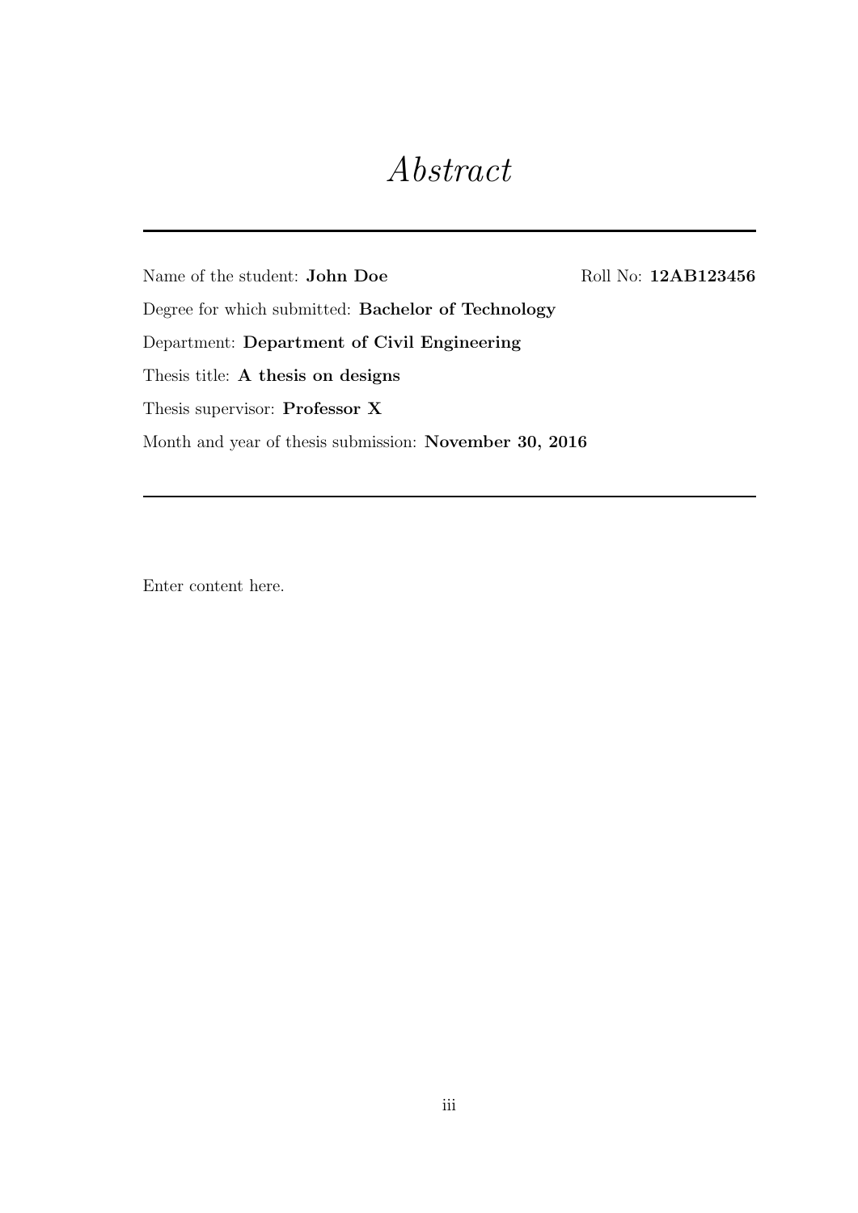# *Abstract*

---

Name of the student: **John Doe** Roll No: **12AB123456**

Degree for which submitted: **Bachelor of Technology**

Department: **Department of Civil Engineering**

Thesis title: **A thesis on designs**

Thesis supervisor: **Professor X**

Month and year of thesis submission: **November 30, 2016**

---

Enter content here.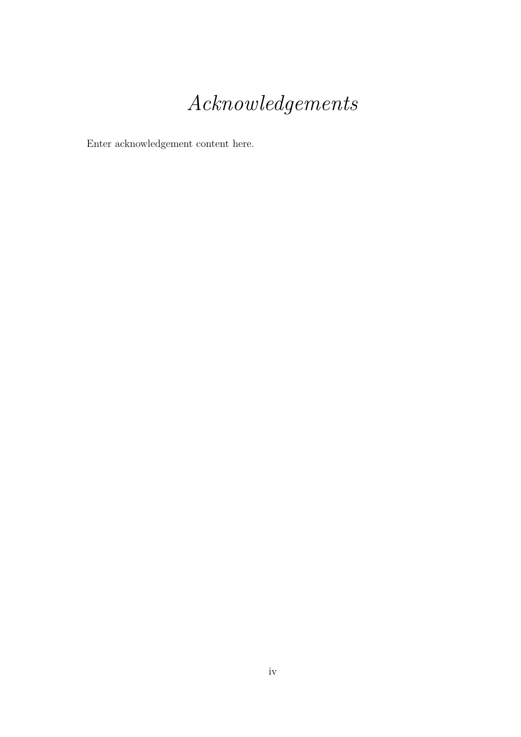# *Acknowledgements*

Enter acknowledgement content here.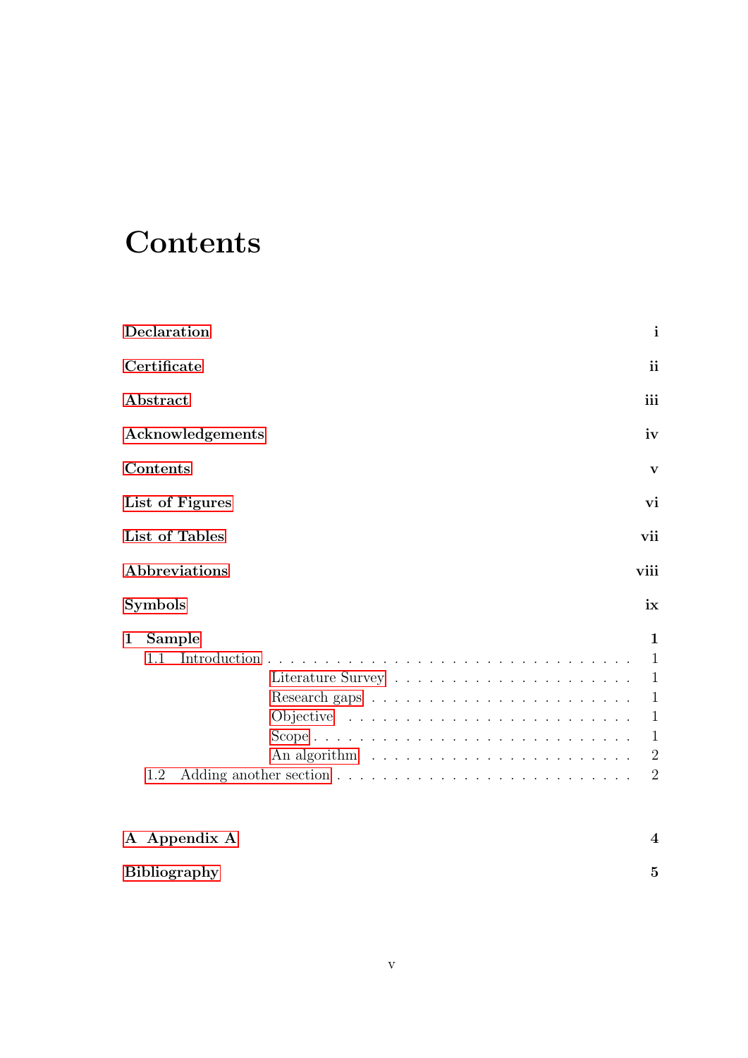# Contents

**Declaration** **i**

**Certificate** **ii**

**Abstract** **iii**

**Acknowledgements** **iv**

**Contents** **v**

**List of Figures** **vi**

**List of Tables** **vii**

**Abbreviations** **viii**

**Symbols** **ix**

**1 Sample** **1**

- 1.1 Introduction . . . . . . . . . . . . . . . . . . . . . . . . . . . . . . 1
    - Literature Survey . . . . . . . . . . . . . . . . . . . . . 1
    - Research gaps . . . . . . . . . . . . . . . . . . . . . . 1
    - Objective . . . . . . . . . . . . . . . . . . . . . . . 1
    - Scope . . . . . . . . . . . . . . . . . . . . . . . . . 1
    - An algorithm . . . . . . . . . . . . . . . . . . . . . 2
- 1.2 Adding another section . . . . . . . . . . . . . . . . . . . . . . . 2

**A Appendix A** **4**

**Bibliography** **5**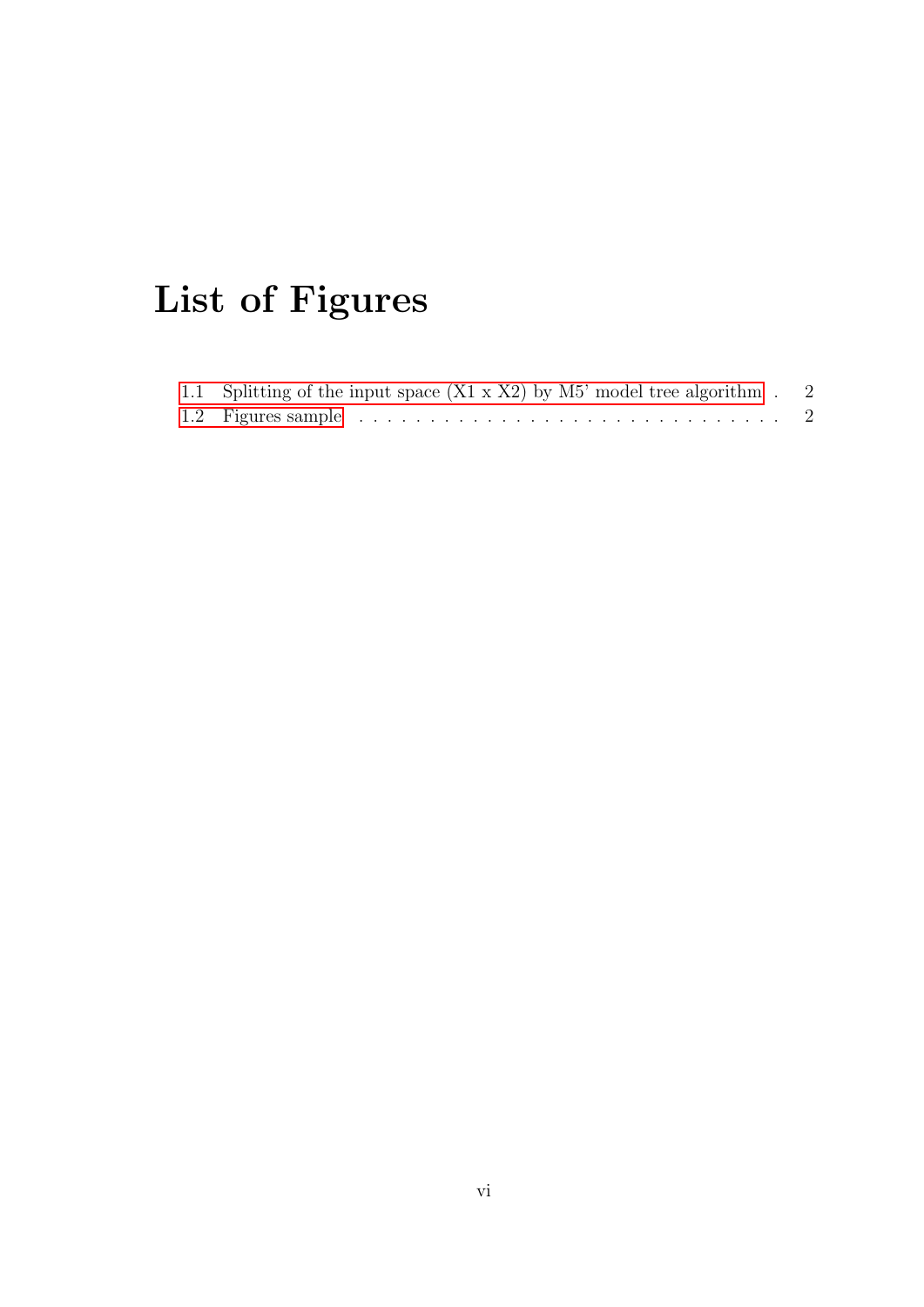# List of Figures

1.1 Splitting of the input space (X1 x X2) by M5' model tree algorithm . . . 2
1.2 Figures sample . . . . . . . . . . . . . . . . . . . . . . . . . . . . . . . 2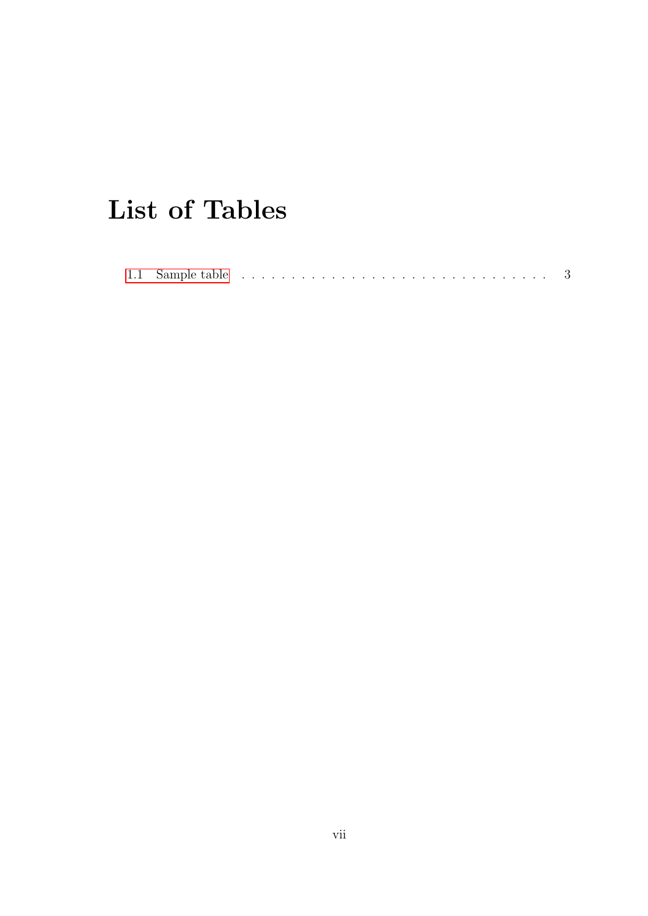# List of Tables

1.1 Sample table . . . . . . . . . . . . . . . . . . . . . . . . . . . . . . . 3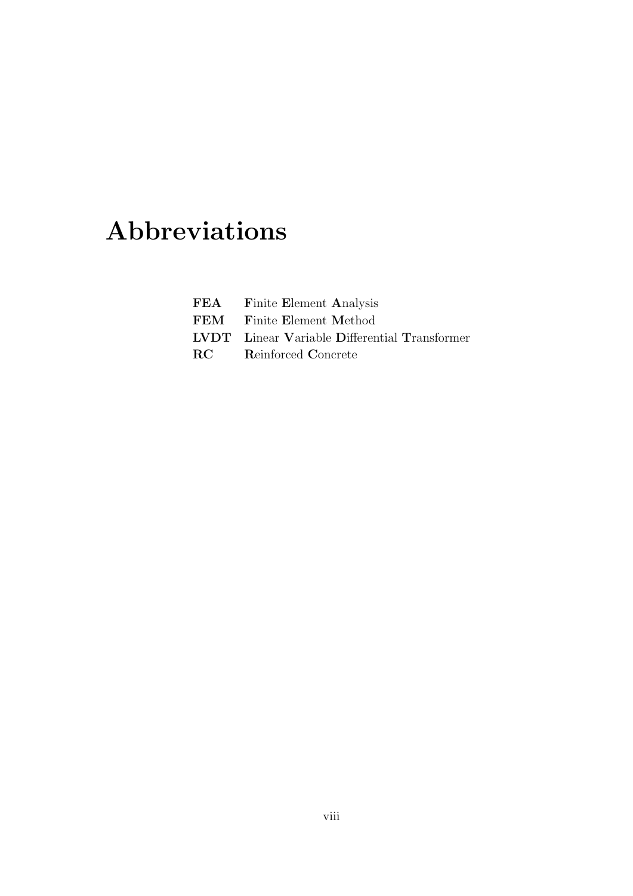# Abbreviations

| | |
|---|---|
| **FEA** | **F**inite **E**lement **A**nalysis |
| **FEM** | **F**inite **E**lement **M**ethod |
| **LVDT** | **L**inear **V**ariable **D**ifferential **T**ransformer |
| **RC** | **R**einforced **C**oncrete |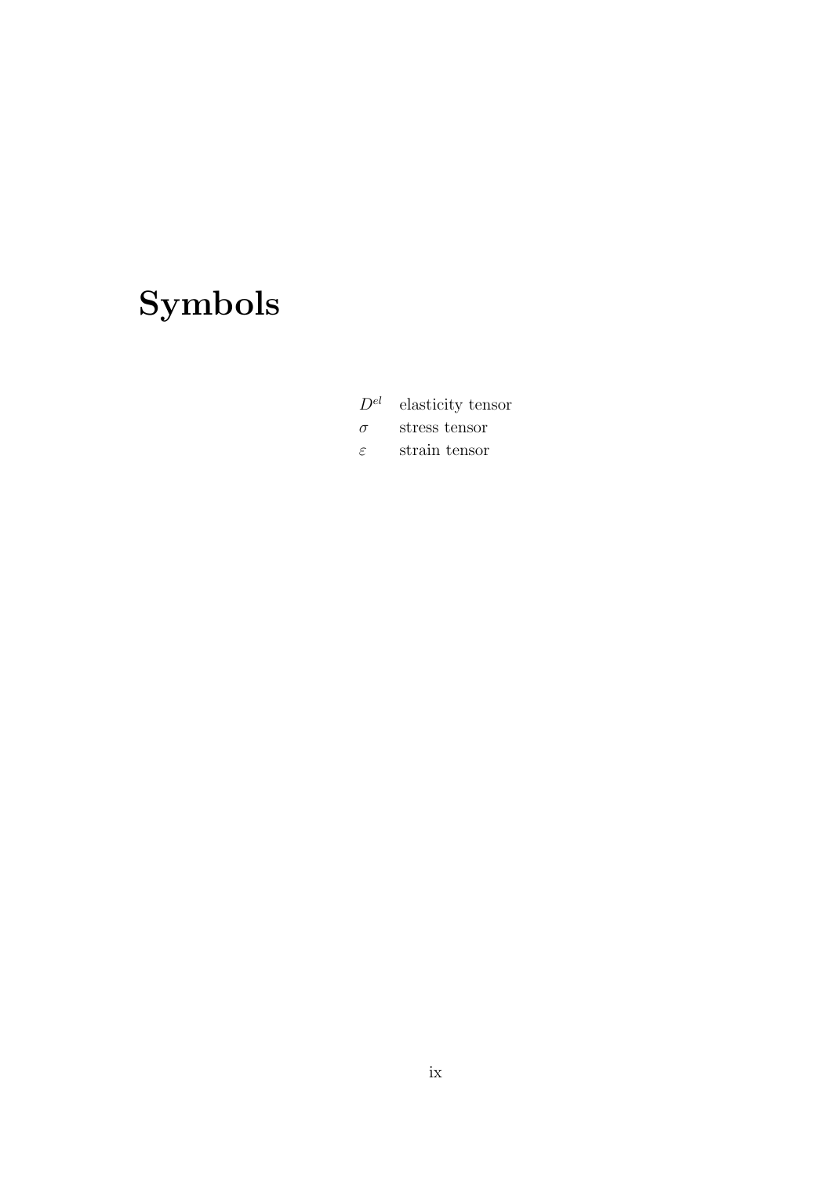# Symbols

| | |
|---|---|
| $D^{el}$ | elasticity tensor |
| $\sigma$ | stress tensor |
| $\varepsilon$ | strain tensor |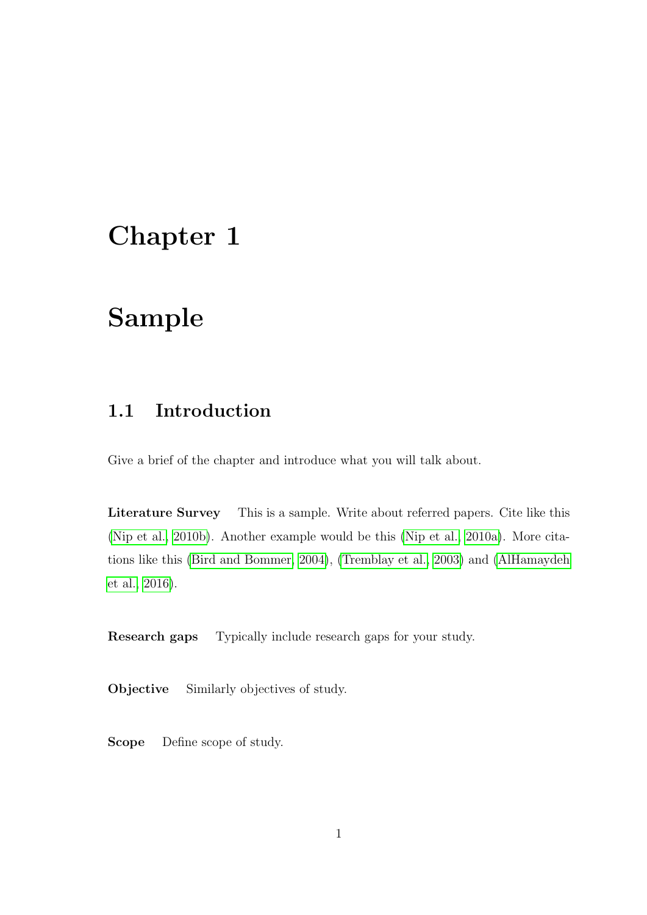# Chapter 1

# Sample

## 1.1 Introduction

Give a brief of the chapter and introduce what you will talk about.

**Literature Survey** This is a sample. Write about referred papers. Cite like this (Nip et al., 2010b). Another example would be this (Nip et al., 2010a). More citations like this (Bird and Bommer, 2004), (Tremblay et al., 2003) and (AlHamaydeh et al., 2016).

**Research gaps** Typically include research gaps for your study.

**Objective** Similarly objectives of study.

**Scope** Define scope of study.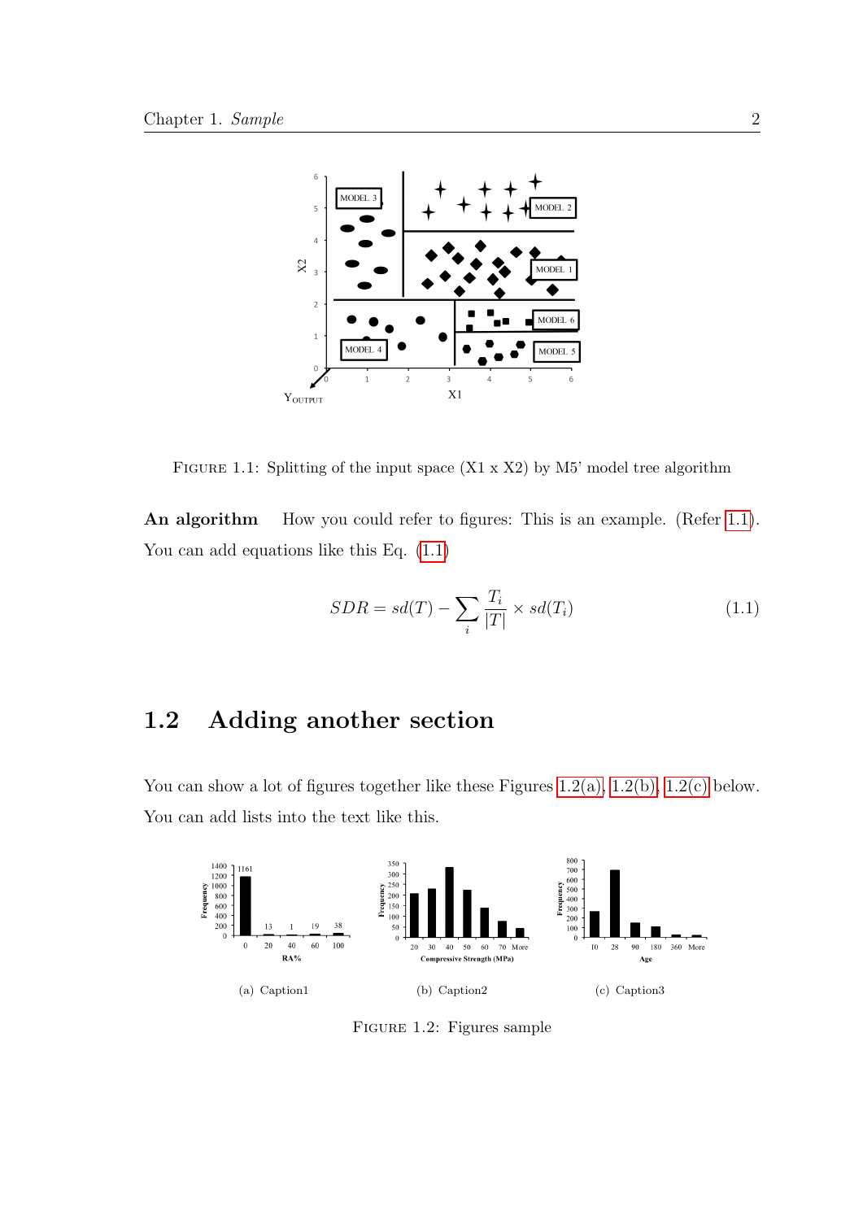Figure 1.1: Splitting of the input space (X1 x X2) by M5' model tree algorithm

**An algorithm** How you could refer to figures: This is an example. (Refer 1.1). You can add equations like this Eq. (1.1)

$$SDR = sd(T) - \sum_{i} \frac{T_i}{|T|} \times sd(T_i) \tag{1.1}$$

## 1.2 Adding another section

You can show a lot of figures together like these Figures 1.2(a), 1.2(b), 1.2(c) below. You can add lists into the text like this.

(a) Caption1

(b) Caption2

(c) Caption3

Figure 1.2: Figures sample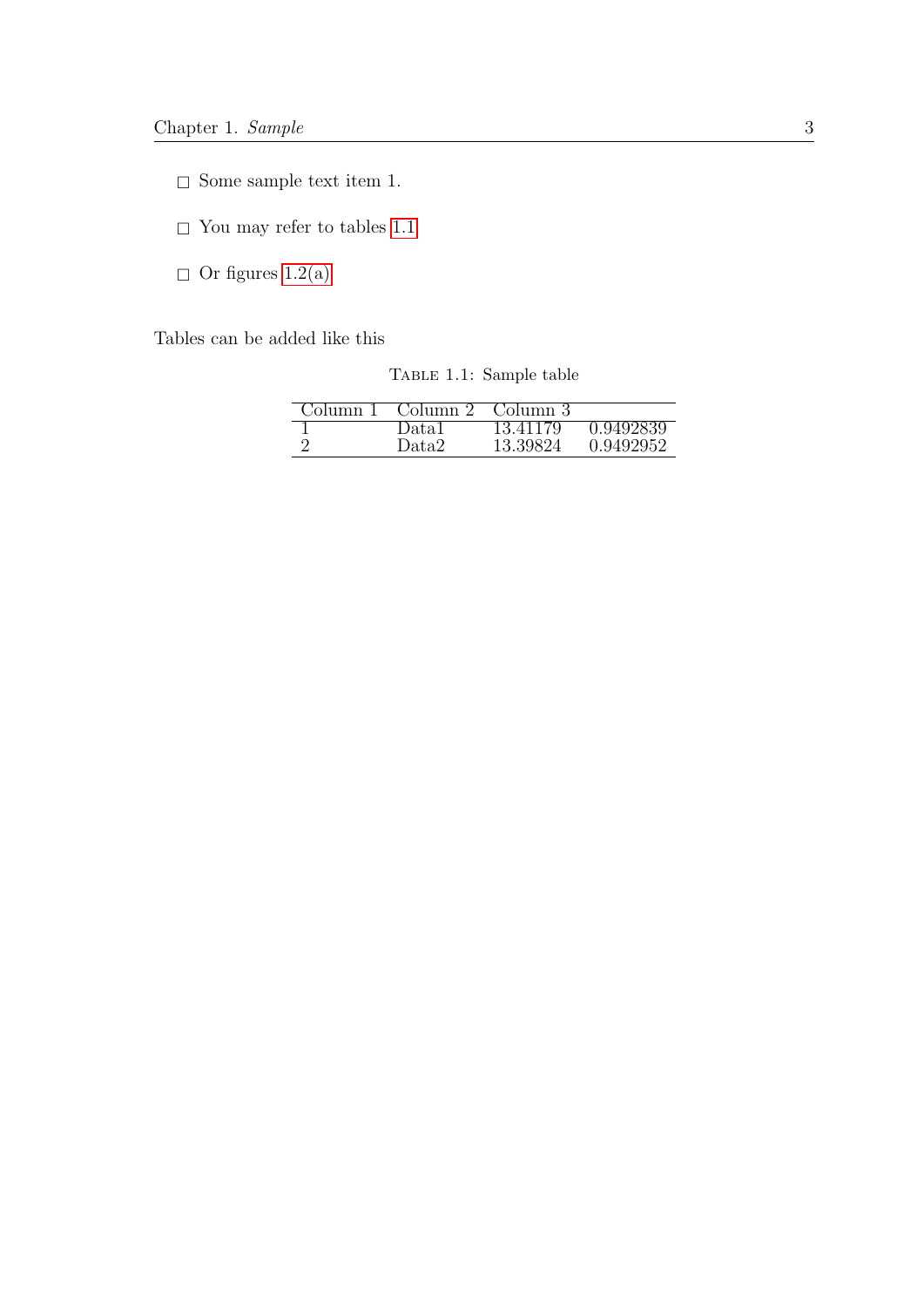- Some sample text item 1.
- You may refer to tables 1.1
- Or figures 1.2(a)

Tables can be added like this

Table 1.1: Sample table

| Column 1 | Column 2 | Column 3 | |
|---|---|---|---|
| 1 | Data1 | 13.41179 | 0.9492839 |
| 2 | Data2 | 13.39824 | 0.9492952 |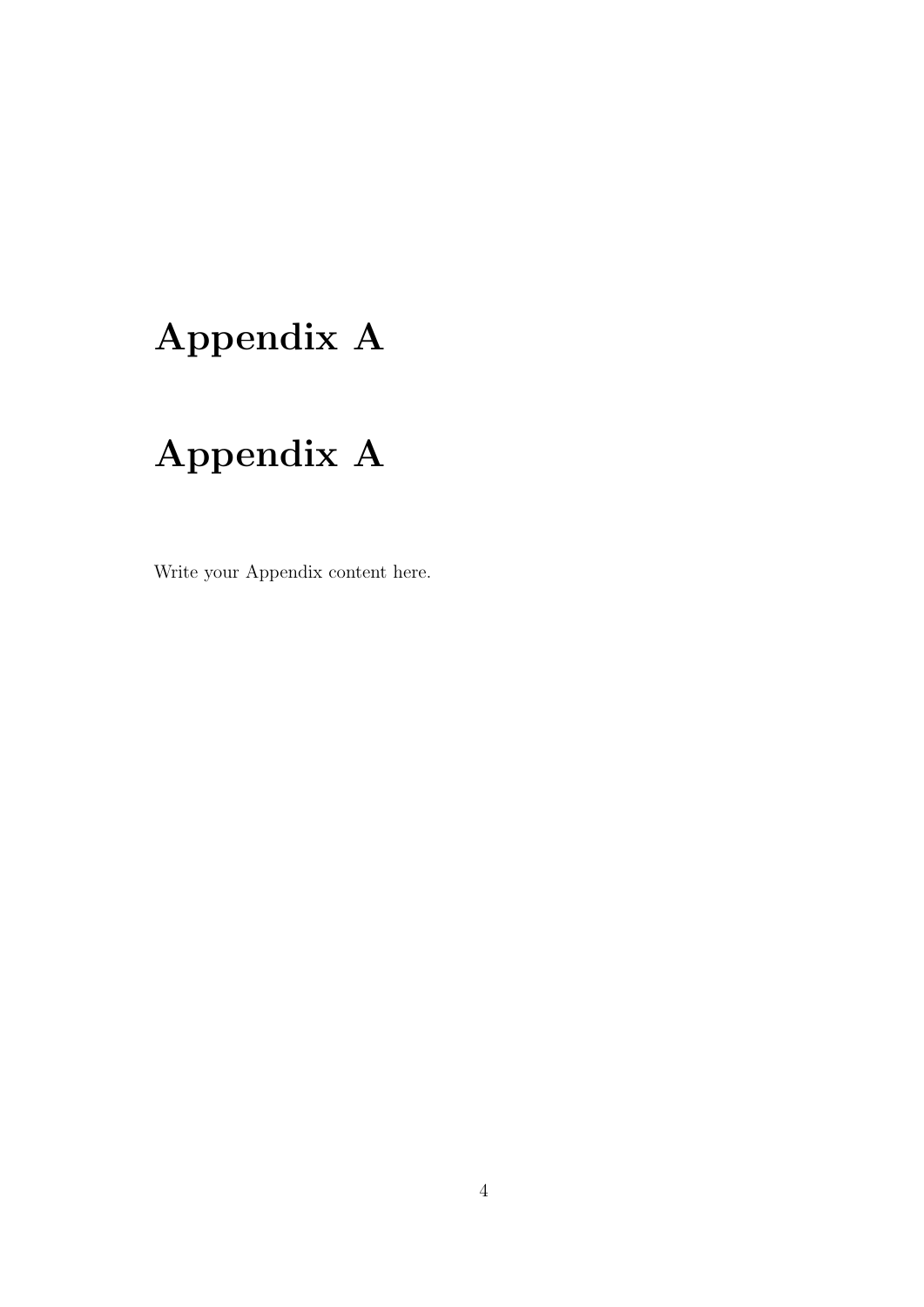# Appendix A

# Appendix A

Write your Appendix content here.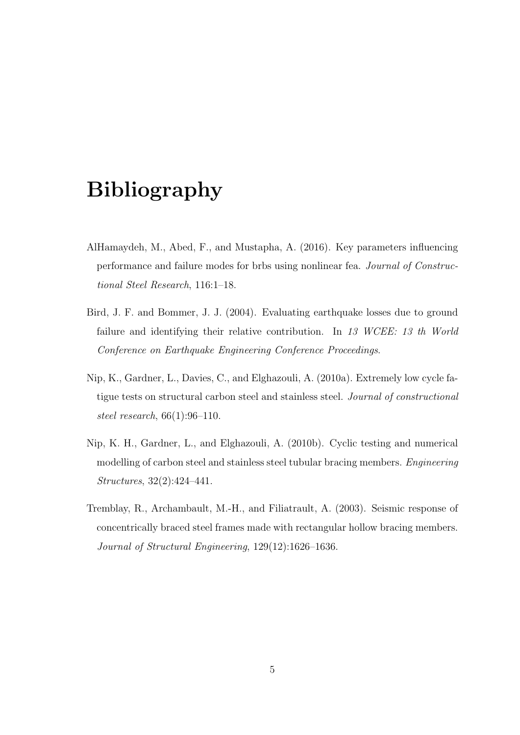# Bibliography

AlHamaydeh, M., Abed, F., and Mustapha, A. (2016). Key parameters influencing performance and failure modes for brbs using nonlinear fea. *Journal of Constructional Steel Research*, 116:1–18.

Bird, J. F. and Bommer, J. J. (2004). Evaluating earthquake losses due to ground failure and identifying their relative contribution. In *13 WCEE: 13 th World Conference on Earthquake Engineering Conference Proceedings*.

Nip, K., Gardner, L., Davies, C., and Elghazouli, A. (2010a). Extremely low cycle fatigue tests on structural carbon steel and stainless steel. *Journal of constructional steel research*, 66(1):96–110.

Nip, K. H., Gardner, L., and Elghazouli, A. (2010b). Cyclic testing and numerical modelling of carbon steel and stainless steel tubular bracing members. *Engineering Structures*, 32(2):424–441.

Tremblay, R., Archambault, M.-H., and Filiatrault, A. (2003). Seismic response of concentrically braced steel frames made with rectangular hollow bracing members. *Journal of Structural Engineering*, 129(12):1626–1636.